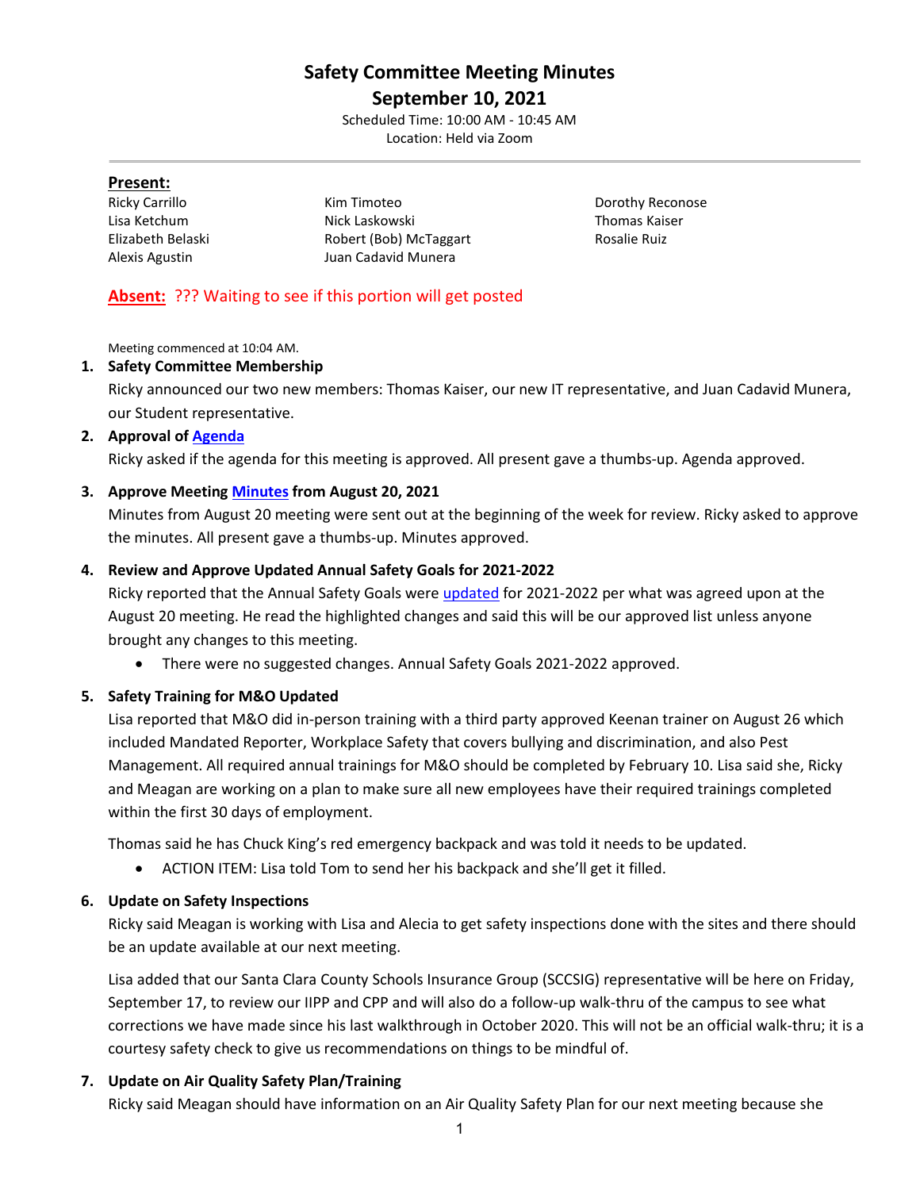# Safety Committee Meeting Minutes

## September 10, 2021

Scheduled Time: 10:00 AM - 10:45 AM
Location: Held via Zoom

**Present:**

Ricky Carrillo
Lisa Ketchum
Elizabeth Belaski
Alexis Agustin
Kim Timoteo
Nick Laskowski
Robert (Bob) McTaggart
Juan Cadavid Munera
Dorothy Reconose
Thomas Kaiser
Rosalie Ruiz

**Absent:** ??? Waiting to see if this portion will get posted

Meeting commenced at 10:04 AM.

1. **Safety Committee Membership**

   Ricky announced our two new members: Thomas Kaiser, our new IT representative, and Juan Cadavid Munera, our Student representative.

2. **Approval of Agenda**

   Ricky asked if the agenda for this meeting is approved. All present gave a thumbs-up. Agenda approved.

3. **Approve Meeting Minutes from August 20, 2021**

   Minutes from August 20 meeting were sent out at the beginning of the week for review. Ricky asked to approve the minutes. All present gave a thumbs-up. Minutes approved.

4. **Review and Approve Updated Annual Safety Goals for 2021-2022**

   Ricky reported that the Annual Safety Goals were updated for 2021-2022 per what was agreed upon at the August 20 meeting. He read the highlighted changes and said this will be our approved list unless anyone brought any changes to this meeting.

   - There were no suggested changes. Annual Safety Goals 2021-2022 approved.

5. **Safety Training for M&O Updated**

   Lisa reported that M&O did in-person training with a third party approved Keenan trainer on August 26 which included Mandated Reporter, Workplace Safety that covers bullying and discrimination, and also Pest Management. All required annual trainings for M&O should be completed by February 10. Lisa said she, Ricky and Meagan are working on a plan to make sure all new employees have their required trainings completed within the first 30 days of employment.

   Thomas said he has Chuck King's red emergency backpack and was told it needs to be updated.

   - ACTION ITEM: Lisa told Tom to send her his backpack and she'll get it filled.

6. **Update on Safety Inspections**

   Ricky said Meagan is working with Lisa and Alecia to get safety inspections done with the sites and there should be an update available at our next meeting.

   Lisa added that our Santa Clara County Schools Insurance Group (SCCSIG) representative will be here on Friday, September 17, to review our IIPP and CPP and will also do a follow-up walk-thru of the campus to see what corrections we have made since his last walkthrough in October 2020. This will not be an official walk-thru; it is a courtesy safety check to give us recommendations on things to be mindful of.

7. **Update on Air Quality Safety Plan/Training**

   Ricky said Meagan should have information on an Air Quality Safety Plan for our next meeting because she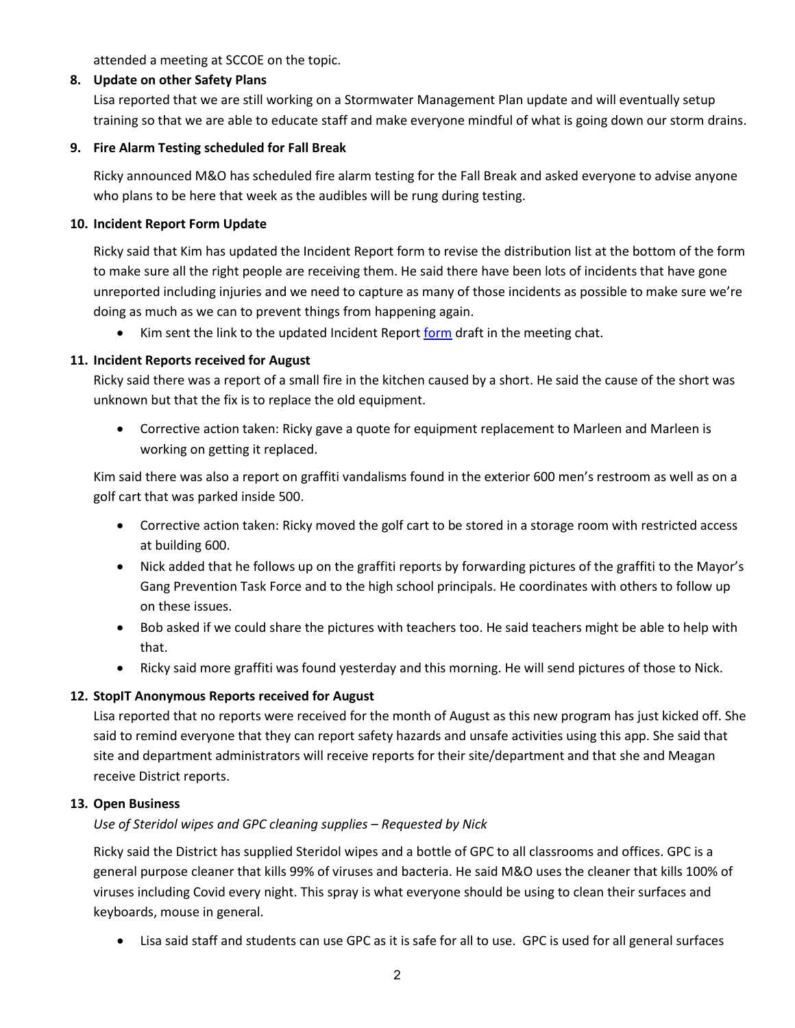attended a meeting at SCCOE on the topic.

8. **Update on other Safety Plans**

   Lisa reported that we are still working on a Stormwater Management Plan update and will eventually setup training so that we are able to educate staff and make everyone mindful of what is going down our storm drains.

9. **Fire Alarm Testing scheduled for Fall Break**

   Ricky announced M&O has scheduled fire alarm testing for the Fall Break and asked everyone to advise anyone who plans to be here that week as the audibles will be rung during testing.

10. **Incident Report Form Update**

    Ricky said that Kim has updated the Incident Report form to revise the distribution list at the bottom of the form to make sure all the right people are receiving them. He said there have been lots of incidents that have gone unreported including injuries and we need to capture as many of those incidents as possible to make sure we're doing as much as we can to prevent things from happening again.

    - Kim sent the link to the updated Incident Report form draft in the meeting chat.

11. **Incident Reports received for August**

    Ricky said there was a report of a small fire in the kitchen caused by a short. He said the cause of the short was unknown but that the fix is to replace the old equipment.

    - Corrective action taken: Ricky gave a quote for equipment replacement to Marleen and Marleen is working on getting it replaced.

    Kim said there was also a report on graffiti vandalisms found in the exterior 600 men's restroom as well as on a golf cart that was parked inside 500.

    - Corrective action taken: Ricky moved the golf cart to be stored in a storage room with restricted access at building 600.
    - Nick added that he follows up on the graffiti reports by forwarding pictures of the graffiti to the Mayor's Gang Prevention Task Force and to the high school principals. He coordinates with others to follow up on these issues.
    - Bob asked if we could share the pictures with teachers too. He said teachers might be able to help with that.
    - Ricky said more graffiti was found yesterday and this morning. He will send pictures of those to Nick.

12. **StopIT Anonymous Reports received for August**

    Lisa reported that no reports were received for the month of August as this new program has just kicked off. She said to remind everyone that they can report safety hazards and unsafe activities using this app. She said that site and department administrators will receive reports for their site/department and that she and Meagan receive District reports.

13. **Open Business**

    *Use of Steridol wipes and GPC cleaning supplies – Requested by Nick*

    Ricky said the District has supplied Steridol wipes and a bottle of GPC to all classrooms and offices. GPC is a general purpose cleaner that kills 99% of viruses and bacteria. He said M&O uses the cleaner that kills 100% of viruses including Covid every night. This spray is what everyone should be using to clean their surfaces and keyboards, mouse in general.

    - Lisa said staff and students can use GPC as it is safe for all to use. GPC is used for all general surfaces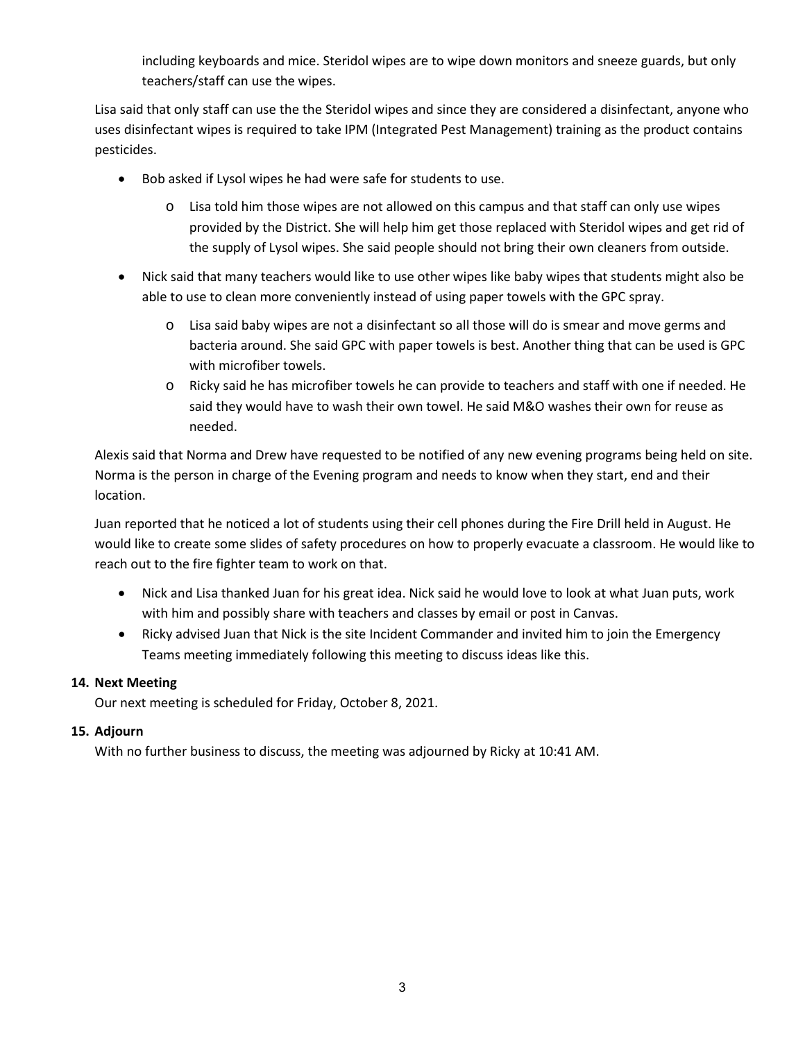including keyboards and mice. Steridol wipes are to wipe down monitors and sneeze guards, but only teachers/staff can use the wipes.

Lisa said that only staff can use the the Steridol wipes and since they are considered a disinfectant, anyone who uses disinfectant wipes is required to take IPM (Integrated Pest Management) training as the product contains pesticides.

- Bob asked if Lysol wipes he had were safe for students to use.
  - Lisa told him those wipes are not allowed on this campus and that staff can only use wipes provided by the District. She will help him get those replaced with Steridol wipes and get rid of the supply of Lysol wipes. She said people should not bring their own cleaners from outside.
- Nick said that many teachers would like to use other wipes like baby wipes that students might also be able to use to clean more conveniently instead of using paper towels with the GPC spray.
  - Lisa said baby wipes are not a disinfectant so all those will do is smear and move germs and bacteria around. She said GPC with paper towels is best. Another thing that can be used is GPC with microfiber towels.
  - Ricky said he has microfiber towels he can provide to teachers and staff with one if needed. He said they would have to wash their own towel. He said M&O washes their own for reuse as needed.

Alexis said that Norma and Drew have requested to be notified of any new evening programs being held on site. Norma is the person in charge of the Evening program and needs to know when they start, end and their location.

Juan reported that he noticed a lot of students using their cell phones during the Fire Drill held in August. He would like to create some slides of safety procedures on how to properly evacuate a classroom. He would like to reach out to the fire fighter team to work on that.

- Nick and Lisa thanked Juan for his great idea. Nick said he would love to look at what Juan puts, work with him and possibly share with teachers and classes by email or post in Canvas.
- Ricky advised Juan that Nick is the site Incident Commander and invited him to join the Emergency Teams meeting immediately following this meeting to discuss ideas like this.

**14. Next Meeting**

Our next meeting is scheduled for Friday, October 8, 2021.

**15. Adjourn**

With no further business to discuss, the meeting was adjourned by Ricky at 10:41 AM.